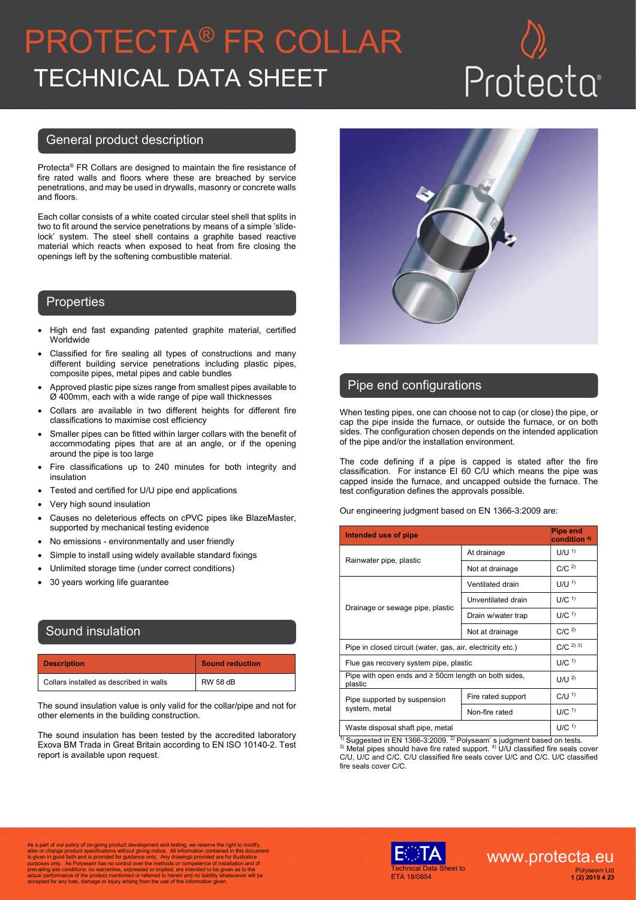# PROTECTA® FR COLLAR

# TECHNICAL DATA SHEET

## General product description

Protecta® FR Collars are designed to maintain the fire resistance of fire rated walls and floors where these are breached by service penetrations, and may be used in drywalls, masonry or concrete walls and floors.

Each collar consists of a white coated circular steel shell that splits in two to fit around the service penetrations by means of a simple 'slide-lock' system. The steel shell contains a graphite based reactive material which reacts when exposed to heat from fire closing the openings left by the softening combustible material.

## Properties

- High end fast expanding patented graphite material, certified Worldwide
- Classified for fire sealing all types of constructions and many different building service penetrations including plastic pipes, composite pipes, metal pipes and cable bundles
- Approved plastic pipe sizes range from smallest pipes available to Ø 400mm, each with a wide range of pipe wall thicknesses
- Collars are available in two different heights for different fire classifications to maximise cost efficiency
- Smaller pipes can be fitted within larger collars with the benefit of accommodating pipes that are at an angle, or if the opening around the pipe is too large
- Fire classifications up to 240 minutes for both integrity and insulation
- Tested and certified for U/U pipe end applications
- Very high sound insulation
- Causes no deleterious effects on cPVC pipes like BlazeMaster, supported by mechanical testing evidence
- No emissions - environmentally and user friendly
- Simple to install using widely available standard fixings
- Unlimited storage time (under correct conditions)
- 30 years working life guarantee

## Sound insulation

| Description | Sound reduction |
|---|---|
| Collars installed as described in walls | RW 58 dB |

The sound insulation value is only valid for the collar/pipe and not for other elements in the building construction.

The sound insulation has been tested by the accredited laboratory Exova BM Trada in Great Britain according to EN ISO 10140-2. Test report is available upon request.

## Pipe end configurations

When testing pipes, one can choose not to cap (or close) the pipe, or cap the pipe inside the furnace, or outside the furnace, or on both sides. The configuration chosen depends on the intended application of the pipe and/or the installation environment.

The code defining if a pipe is capped is stated after the fire classification. For instance EI 60 C/U which means the pipe was capped inside the furnace, and uncapped outside the furnace. The test configuration defines the approvals possible.

Our engineering judgment based on EN 1366-3:2009 are:

| Intended use of pipe | | Pipe end condition [4] |
|---|---|---|
| Rainwater pipe, plastic | At drainage | U/U [1] |
| | Not at drainage | C/C [2] |
| Drainage or sewage pipe, plastic | Ventilated drain | U/U [1] |
| | Unventilated drain | U/C [1] |
| | Drain w/water trap | U/C [1] |
| | Not at drainage | C/C [2] |
| Pipe in closed circuit (water, gas, air, electricity etc.) | | C/C [2] [3] |
| Flue gas recovery system pipe, plastic | | U/C [1] |
| Pipe with open ends and ≥ 50cm length on both sides, plastic | | U/U [2] |
| Pipe supported by suspension system, metal | Fire rated support | C/U [1] |
| | Non-fire rated | U/C [1] |
| Waste disposal shaft pipe, metal | | U/C [1] |

[1] Suggested in EN 1366-3:2009. [2] Polyseam' s judgment based on tests. [3] Metal pipes should have fire rated support. [4] U/U classified fire seals cover C/U, U/C and C/C. C/U classified fire seals cover U/C and C/C. U/C classified fire seals cover C/C.

As a part of our policy of on-going product development and testing, we reserve the right to modify, alter or change product specifications without giving notice. All information contained in this document is given in good faith and is provided for guidance only. Any drawings provided are for illustrative purposes only. As Polyseam has no control over the methods or competence of installation and of prevailing site conditions, no warranties, expressed or implied, are intended to be given as to the actual performance of the product mentioned or referred to herein and no liability whatsoever will be accepted for any loss, damage or injury arising from the use of the information given.

Technical Data Sheet to ETA 18/0854

www.protecta.eu

Polyseam Ltd
1 (2) 2019 4 23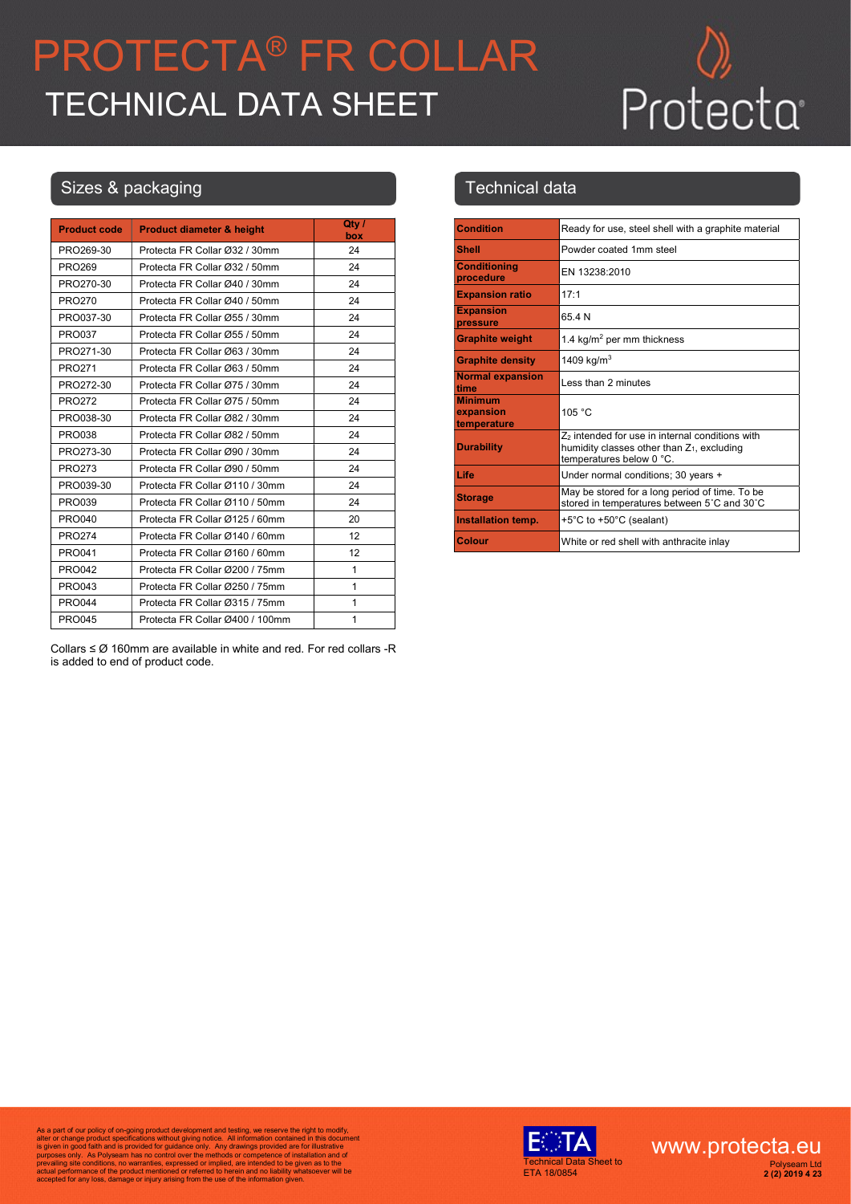# PROTECTA® FR COLLAR

## TECHNICAL DATA SHEET

## Sizes & packaging

| Product code | Product diameter & height | Qty / box |
|---|---|---|
| PRO269-30 | Protecta FR Collar Ø32 / 30mm | 24 |
| PRO269 | Protecta FR Collar Ø32 / 50mm | 24 |
| PRO270-30 | Protecta FR Collar Ø40 / 30mm | 24 |
| PRO270 | Protecta FR Collar Ø40 / 50mm | 24 |
| PRO037-30 | Protecta FR Collar Ø55 / 30mm | 24 |
| PRO037 | Protecta FR Collar Ø55 / 50mm | 24 |
| PRO271-30 | Protecta FR Collar Ø63 / 30mm | 24 |
| PRO271 | Protecta FR Collar Ø63 / 50mm | 24 |
| PRO272-30 | Protecta FR Collar Ø75 / 30mm | 24 |
| PRO272 | Protecta FR Collar Ø75 / 50mm | 24 |
| PRO038-30 | Protecta FR Collar Ø82 / 30mm | 24 |
| PRO038 | Protecta FR Collar Ø82 / 50mm | 24 |
| PRO273-30 | Protecta FR Collar Ø90 / 30mm | 24 |
| PRO273 | Protecta FR Collar Ø90 / 50mm | 24 |
| PRO039-30 | Protecta FR Collar Ø110 / 30mm | 24 |
| PRO039 | Protecta FR Collar Ø110 / 50mm | 24 |
| PRO040 | Protecta FR Collar Ø125 / 60mm | 20 |
| PRO274 | Protecta FR Collar Ø140 / 60mm | 12 |
| PRO041 | Protecta FR Collar Ø160 / 60mm | 12 |
| PRO042 | Protecta FR Collar Ø200 / 75mm | 1 |
| PRO043 | Protecta FR Collar Ø250 / 75mm | 1 |
| PRO044 | Protecta FR Collar Ø315 / 75mm | 1 |
| PRO045 | Protecta FR Collar Ø400 / 100mm | 1 |

Collars ≤ Ø 160mm are available in white and red. For red collars -R is added to end of product code.

## Technical data

| | |
|---|---|
| **Condition** | Ready for use, steel shell with a graphite material |
| **Shell** | Powder coated 1mm steel |
| **Conditioning procedure** | EN 13238:2010 |
| **Expansion ratio** | 17:1 |
| **Expansion pressure** | 65.4 N |
| **Graphite weight** | 1.4 kg/m$^2$ per mm thickness |
| **Graphite density** | 1409 kg/m$^3$ |
| **Normal expansion time** | Less than 2 minutes |
| **Minimum expansion temperature** | 105 °C |
| **Durability** | $Z_2$ intended for use in internal conditions with humidity classes other than $Z_1$, excluding temperatures below 0 °C. |
| **Life** | Under normal conditions; 30 years + |
| **Storage** | May be stored for a long period of time. To be stored in temperatures between 5˚C and 30˚C |
| **Installation temp.** | +5°C to +50°C (sealant) |
| **Colour** | White or red shell with anthracite inlay |

As a part of our policy of on-going product development and testing, we reserve the right to modify, alter or change product specifications without giving notice. All information contained in this document is given in good faith and is provided for guidance only. Any drawings provided are for illustrative purposes only. As Polyseam has no control over the methods or competence of installation and of prevailing site conditions, no warranties, expressed or implied, are intended to be given as to the actual performance of the product mentioned or referred to herein and no liability whatsoever will be accepted for any loss, damage or injury arising from the use of the information given.

Technical Data Sheet to ETA 18/0854

www.protecta.eu

Polyseam Ltd